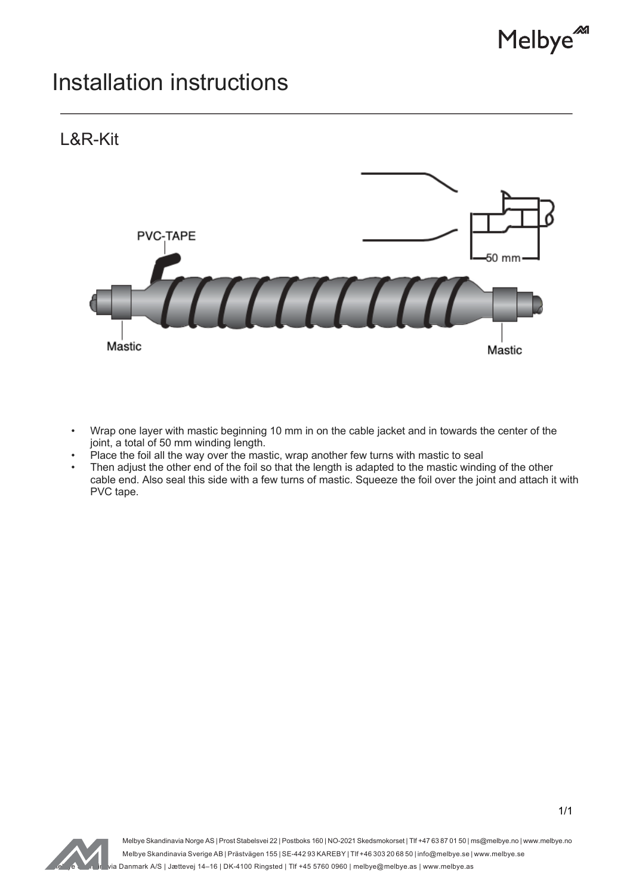# Installation instructions

## L&R-Kit

- Wrap one layer with mastic beginning 10 mm in on the cable jacket and in towards the center of the joint, a total of 50 mm winding length.
- Place the foil all the way over the mastic, wrap another few turns with mastic to seal
- Then adjust the other end of the foil so that the length is adapted to the mastic winding of the other cable end. Also seal this side with a few turns of mastic. Squeeze the foil over the joint and attach it with PVC tape.

Melbye Skandinavia Norge AS | Prost Stabelsvei 22 | Postboks 160 | NO-2021 Skedsmokorset | Tlf +47 63 87 01 50 | ms@melbye.no | www.melbye.no
Melbye Skandinavia Sverige AB | Prästvägen 155 | SE-442 93 KAREBY | Tlf +46 303 20 68 50 | info@melbye.se | www.melbye.se
Melbye Skandinavia Danmark A/S | Jættevej 14–16 | DK-4100 Ringsted | Tlf +45 5760 0960 | melbye@melbye.as | www.melbye.as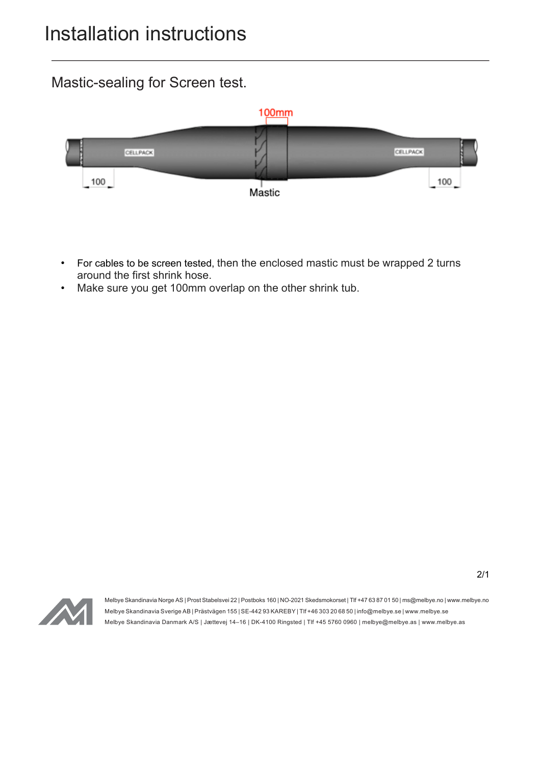# Installation instructions

## Mastic-sealing for Screen test.

100mm

CELLPACK

CELLPACK

100

100

Mastic

- For cables to be screen tested, then the enclosed mastic must be wrapped 2 turns around the first shrink hose.
- Make sure you get 100mm overlap on the other shrink tub.

Melbye Skandinavia Norge AS | Prost Stabelsvei 22 | Postboks 160 | NO-2021 Skedsmokorset | Tlf +47 63 87 01 50 | ms@melbye.no | www.melbye.no
Melbye Skandinavia Sverige AB | Prästvägen 155 | SE-442 93 KAREBY | Tlf +46 303 20 68 50 | info@melbye.se | www.melbye.se
Melbye Skandinavia Danmark A/S | Jættevej 14–16 | DK-4100 Ringsted | Tlf +45 5760 0960 | melbye@melbye.as | www.melbye.as